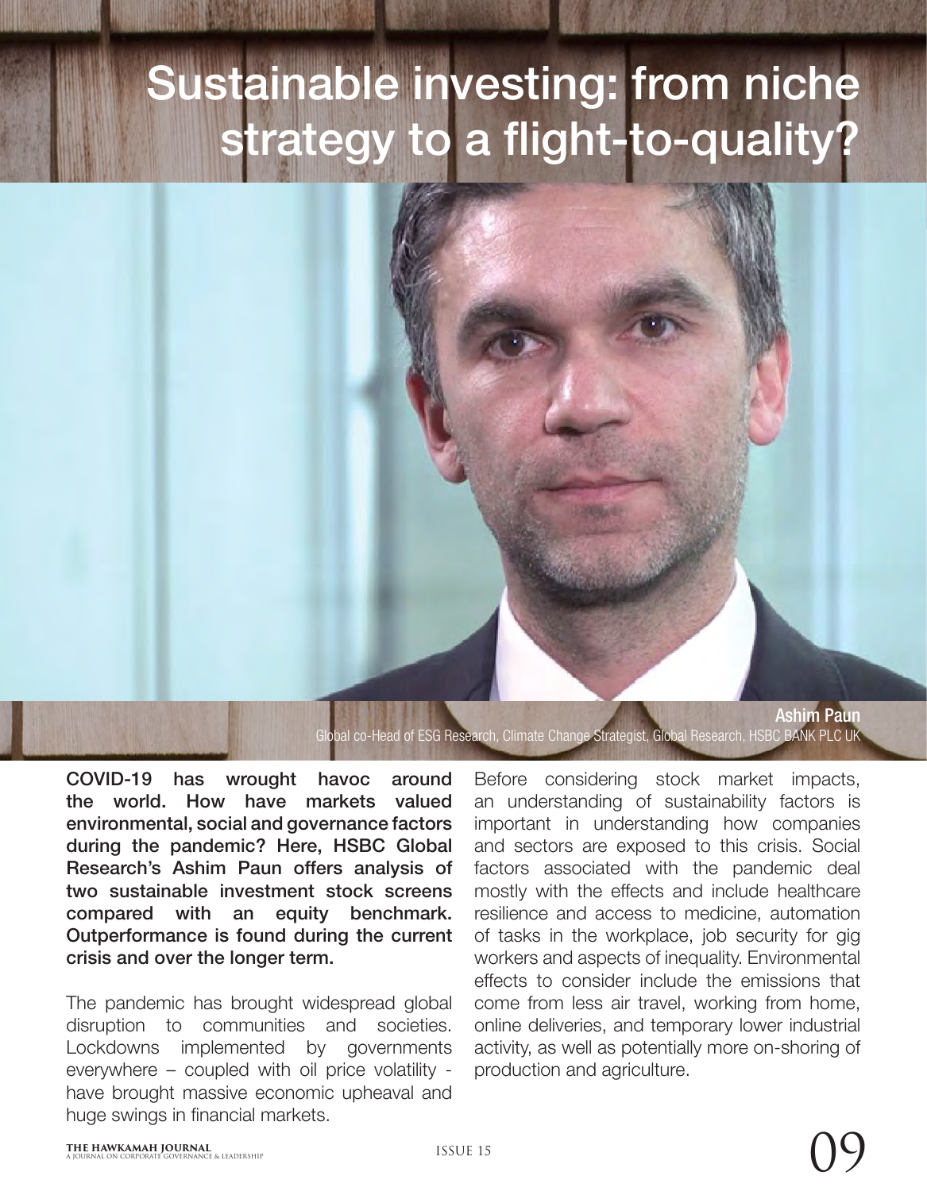# Sustainable investing: from niche strategy to a flight-to-quality?

**Ashim Paun**
Global co-Head of ESG Research, Climate Change Strategist, Global Research, HSBC BANK PLC UK

**COVID-19 has wrought havoc around the world. How have markets valued environmental, social and governance factors during the pandemic? Here, HSBC Global Research's Ashim Paun offers analysis of two sustainable investment stock screens compared with an equity benchmark. Outperformance is found during the current crisis and over the longer term.**

The pandemic has brought widespread global disruption to communities and societies. Lockdowns implemented by governments everywhere – coupled with oil price volatility - have brought massive economic upheaval and huge swings in financial markets.

Before considering stock market impacts, an understanding of sustainability factors is important in understanding how companies and sectors are exposed to this crisis. Social factors associated with the pandemic deal mostly with the effects and include healthcare resilience and access to medicine, automation of tasks in the workplace, job security for gig workers and aspects of inequality. Environmental effects to consider include the emissions that come from less air travel, working from home, online deliveries, and temporary lower industrial activity, as well as potentially more on-shoring of production and agriculture.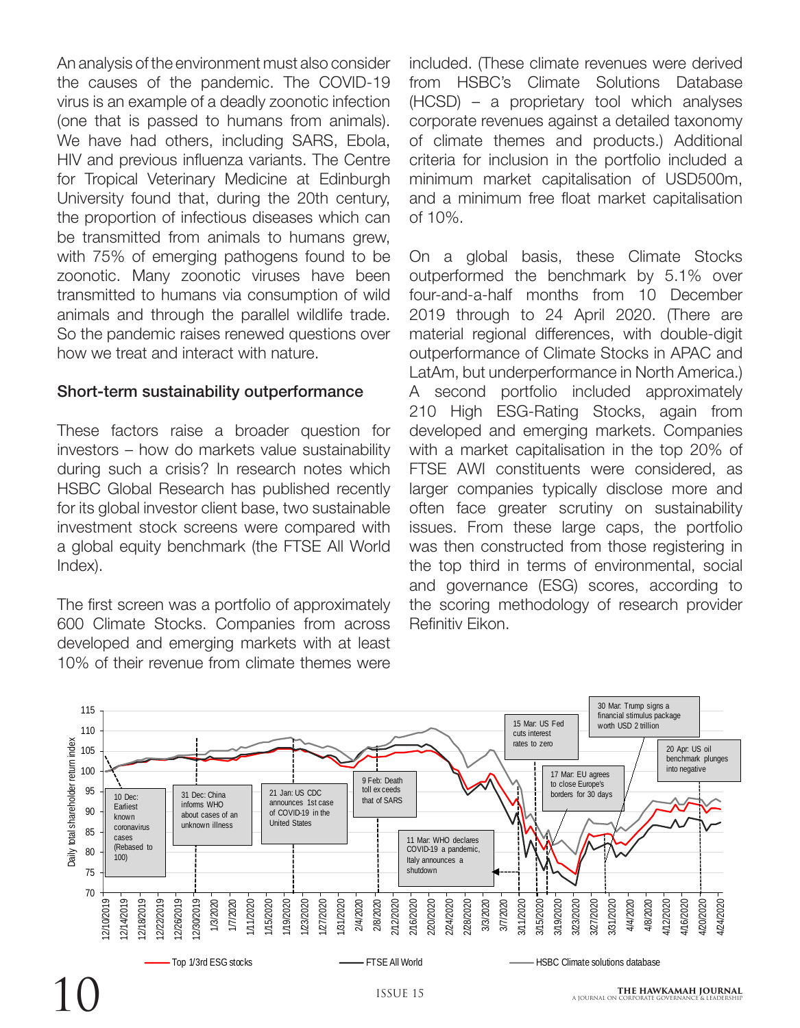An analysis of the environment must also consider the causes of the pandemic. The COVID-19 virus is an example of a deadly zoonotic infection (one that is passed to humans from animals). We have had others, including SARS, Ebola, HIV and previous influenza variants. The Centre for Tropical Veterinary Medicine at Edinburgh University found that, during the 20th century, the proportion of infectious diseases which can be transmitted from animals to humans grew, with 75% of emerging pathogens found to be zoonotic. Many zoonotic viruses have been transmitted to humans via consumption of wild animals and through the parallel wildlife trade. So the pandemic raises renewed questions over how we treat and interact with nature.

### Short-term sustainability outperformance

These factors raise a broader question for investors – how do markets value sustainability during such a crisis? In research notes which HSBC Global Research has published recently for its global investor client base, two sustainable investment stock screens were compared with a global equity benchmark (the FTSE All World Index).

The first screen was a portfolio of approximately 600 Climate Stocks. Companies from across developed and emerging markets with at least 10% of their revenue from climate themes were included. (These climate revenues were derived from HSBC's Climate Solutions Database (HCSD) – a proprietary tool which analyses corporate revenues against a detailed taxonomy of climate themes and products.) Additional criteria for inclusion in the portfolio included a minimum market capitalisation of USD500m, and a minimum free float market capitalisation of 10%.

On a global basis, these Climate Stocks outperformed the benchmark by 5.1% over four-and-a-half months from 10 December 2019 through to 24 April 2020. (There are material regional differences, with double-digit outperformance of Climate Stocks in APAC and LatAm, but underperformance in North America.) A second portfolio included approximately 210 High ESG-Rating Stocks, again from developed and emerging markets. Companies with a market capitalisation in the top 20% of FTSE AWI constituents were considered, as larger companies typically disclose more and often face greater scrutiny on sustainability issues. From these large caps, the portfolio was then constructed from those registering in the top third in terms of environmental, social and governance (ESG) scores, according to the scoring methodology of research provider Refinitiv Eikon.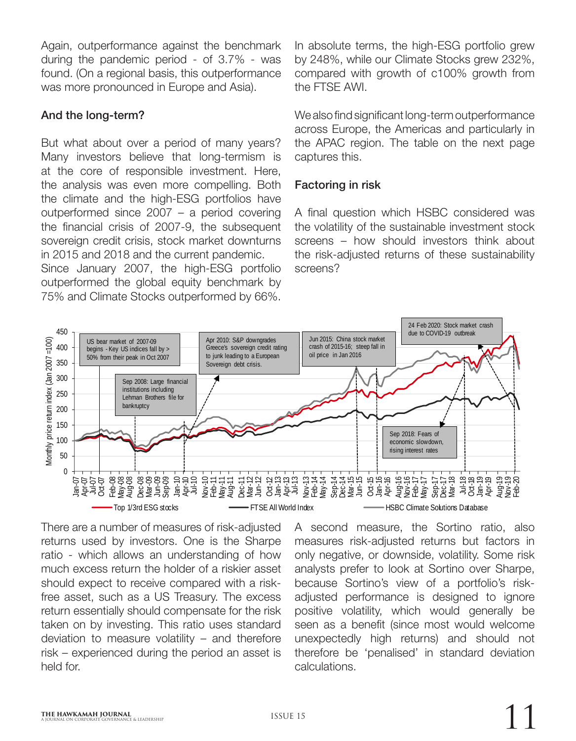Again, outperformance against the benchmark during the pandemic period - of 3.7% - was found. (On a regional basis, this outperformance was more pronounced in Europe and Asia).

### And the long-term?

But what about over a period of many years? Many investors believe that long-termism is at the core of responsible investment. Here, the analysis was even more compelling. Both the climate and the high-ESG portfolios have outperformed since 2007 – a period covering the financial crisis of 2007-9, the subsequent sovereign credit crisis, stock market downturns in 2015 and 2018 and the current pandemic.

Since January 2007, the high-ESG portfolio outperformed the global equity benchmark by 75% and Climate Stocks outperformed by 66%.

In absolute terms, the high-ESG portfolio grew by 248%, while our Climate Stocks grew 232%, compared with growth of c100% growth from the FTSE AWI.

We also find significant long-term outperformance across Europe, the Americas and particularly in the APAC region. The table on the next page captures this.

### Factoring in risk

A final question which HSBC considered was the volatility of the sustainable investment stock screens – how should investors think about the risk-adjusted returns of these sustainability screens?

There are a number of measures of risk-adjusted returns used by investors. One is the Sharpe ratio - which allows an understanding of how much excess return the holder of a riskier asset should expect to receive compared with a risk-free asset, such as a US Treasury. The excess return essentially should compensate for the risk taken on by investing. This ratio uses standard deviation to measure volatility – and therefore risk – experienced during the period an asset is held for.

A second measure, the Sortino ratio, also measures risk-adjusted returns but factors in only negative, or downside, volatility. Some risk analysts prefer to look at Sortino over Sharpe, because Sortino's view of a portfolio's risk-adjusted performance is designed to ignore positive volatility, which would generally be seen as a benefit (since most would welcome unexpectedly high returns) and should not therefore be 'penalised' in standard deviation calculations.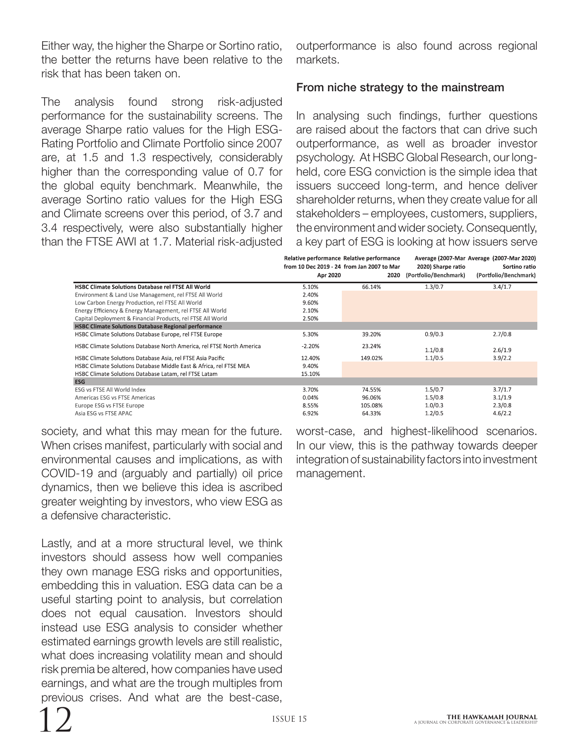Either way, the higher the Sharpe or Sortino ratio, the better the returns have been relative to the risk that has been taken on.

The analysis found strong risk-adjusted performance for the sustainability screens. The average Sharpe ratio values for the High ESG-Rating Portfolio and Climate Portfolio since 2007 are, at 1.5 and 1.3 respectively, considerably higher than the corresponding value of 0.7 for the global equity benchmark. Meanwhile, the average Sortino ratio values for the High ESG and Climate screens over this period, of 3.7 and 3.4 respectively, were also substantially higher than the FTSE AWI at 1.7. Material risk-adjusted outperformance is also found across regional markets.

### From niche strategy to the mainstream

In analysing such findings, further questions are raised about the factors that can drive such outperformance, as well as broader investor psychology. At HSBC Global Research, our long-held, core ESG conviction is the simple idea that issuers succeed long-term, and hence deliver shareholder returns, when they create value for all stakeholders – employees, customers, suppliers, the environment and wider society. Consequently, a key part of ESG is looking at how issuers serve society, and what this may mean for the future. When crises manifest, particularly with social and environmental causes and implications, as with COVID-19 and (arguably and partially) oil price dynamics, then we believe this idea is ascribed greater weighting by investors, who view ESG as a defensive characteristic.

| | Relative performance from 10 Dec 2019 - 24 Apr 2020 | Relative performance from Jan 2007 to Mar 2020 | Average (2007-Mar 2020) Sharpe ratio (Portfolio/Benchmark) | Average (2007-Mar 2020) Sortino ratio (Portfolio/Benchmark) |
|---|---|---|---|---|
| **HSBC Climate Solutions Database rel FTSE All World** | 5.10% | 66.14% | 1.3/0.7 | 3.4/1.7 |
| Environment & Land Use Management, rel FTSE All World | 2.40% | | | |
| Low Carbon Energy Production, rel FTSE All World | 9.60% | | | |
| Energy Efficiency & Energy Management, rel FTSE All World | 2.10% | | | |
| Capital Deployment & Financial Products, rel FTSE All World | 2.50% | | | |
| **HSBC Climate Solutions Database Regional performance** | | | | |
| HSBC Climate Solutions Database Europe, rel FTSE Europe | 5.30% | 39.20% | 0.9/0.3 | 2.7/0.8 |
| HSBC Climate Solutions Database North America, rel FTSE North America | -2.20% | 23.24% | 1.1/0.8 | 2.6/1.9 |
| HSBC Climate Solutions Database Asia, rel FTSE Asia Pacific | 12.40% | 149.02% | 1.1/0.5 | 3.9/2.2 |
| HSBC Climate Solutions Database Middle East & Africa, rel FTSE MEA | 9.40% | | | |
| HSBC Climate Solutions Database Latam, rel FTSE Latam | 15.10% | | | |
| **ESG** | | | | |
| ESG vs FTSE All World Index | 3.70% | 74.55% | 1.5/0.7 | 3.7/1.7 |
| Americas ESG vs FTSE Americas | 0.04% | 96.06% | 1.5/0.8 | 3.1/1.9 |
| Europe ESG vs FTSE Europe | 8.55% | 105.08% | 1.0/0.3 | 2.3/0.8 |
| Asia ESG vs FTSE APAC | 6.92% | 64.33% | 1.2/0.5 | 4.6/2.2 |

Lastly, and at a more structural level, we think investors should assess how well companies they own manage ESG risks and opportunities, embedding this in valuation. ESG data can be a useful starting point to analysis, but correlation does not equal causation. Investors should instead use ESG analysis to consider whether estimated earnings growth levels are still realistic, what does increasing volatility mean and should risk premia be altered, how companies have used earnings, and what are the trough multiples from previous crises. And what are the best-case, worst-case, and highest-likelihood scenarios. In our view, this is the pathway towards deeper integration of sustainability factors into investment management.